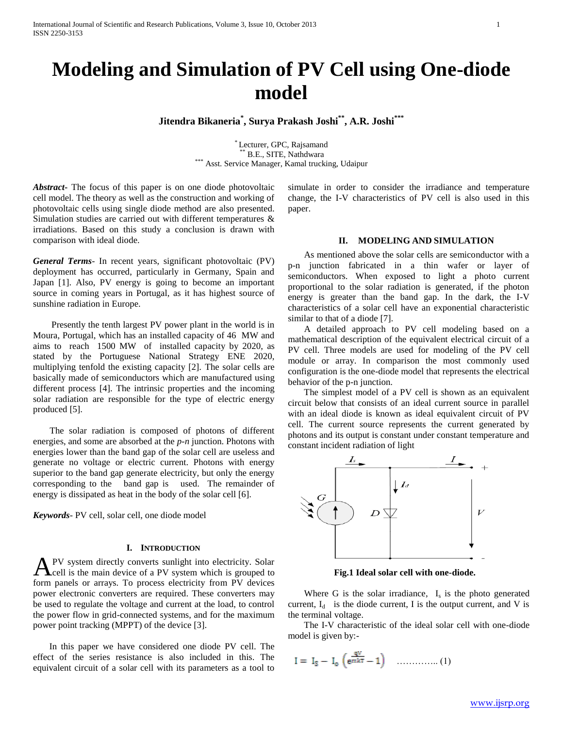# Modeling and Simulation of PV Cell using One-diode model

**Jitendra Bikaneria[*], Surya Prakash Joshi[**], A.R. Joshi[***]**

[*] Lecturer, GPC, Rajsamand
[**] B.E., SITE, Nathdwara
[***] Asst. Service Manager, Kamal trucking, Udaipur

***Abstract***- The focus of this paper is on one diode photovoltaic cell model. The theory as well as the construction and working of photovoltaic cells using single diode method are also presented. Simulation studies are carried out with different temperatures & irradiations. Based on this study a conclusion is drawn with comparison with ideal diode.

***General Terms***- In recent years, significant photovoltaic (PV) deployment has occurred, particularly in Germany, Spain and Japan [1]. Also, PV energy is going to become an important source in coming years in Portugal, as it has highest source of sunshine radiation in Europe.

Presently the tenth largest PV power plant in the world is in Moura, Portugal, which has an installed capacity of 46 MW and aims to reach 1500 MW of installed capacity by 2020, as stated by the Portuguese National Strategy ENE 2020, multiplying tenfold the existing capacity [2]. The solar cells are basically made of semiconductors which are manufactured using different process [4]. The intrinsic properties and the incoming solar radiation are responsible for the type of electric energy produced [5].

The solar radiation is composed of photons of different energies, and some are absorbed at the *p-n* junction. Photons with energies lower than the band gap of the solar cell are useless and generate no voltage or electric current. Photons with energy superior to the band gap generate electricity, but only the energy corresponding to the band gap is used. The remainder of energy is dissipated as heat in the body of the solar cell [6].

***Keywords***- PV cell, solar cell, one diode model

## I. Introduction

A PV system directly converts sunlight into electricity. Solar cell is the main device of a PV system which is grouped to form panels or arrays. To process electricity from PV devices power electronic converters are required. These converters may be used to regulate the voltage and current at the load, to control the power flow in grid-connected systems, and for the maximum power point tracking (MPPT) of the device [3].

In this paper we have considered one diode PV cell. The effect of the series resistance is also included in this. The equivalent circuit of a solar cell with its parameters as a tool to simulate in order to consider the irradiance and temperature change, the I-V characteristics of PV cell is also used in this paper.

## II. Modeling and Simulation

As mentioned above the solar cells are semiconductor with a p-n junction fabricated in a thin wafer or layer of semiconductors. When exposed to light a photo current proportional to the solar radiation is generated, if the photon energy is greater than the band gap. In the dark, the I-V characteristics of a solar cell have an exponential characteristic similar to that of a diode [7].

A detailed approach to PV cell modeling based on a mathematical description of the equivalent electrical circuit of a PV cell. Three models are used for modeling of the PV cell module or array. In comparison the most commonly used configuration is the one-diode model that represents the electrical behavior of the p-n junction.

The simplest model of a PV cell is shown as an equivalent circuit below that consists of an ideal current source in parallel with an ideal diode is known as ideal equivalent circuit of PV cell. The current source represents the current generated by photons and its output is constant under constant temperature and constant incident radiation of light

$I_s$
$I$
$I_d$
G
D
V
+
-

**Fig.1 Ideal solar cell with one-diode.**

Where G is the solar irradiance, $I_s$ is the photo generated current, $I_d$ is the diode current, I is the output current, and V is the terminal voltage.

The I-V characteristic of the ideal solar cell with one-diode model is given by:-

$$I = I_S - I_o\left(e^{\frac{qV}{mkT}} - 1\right) \quad \text{………….. (1)}$$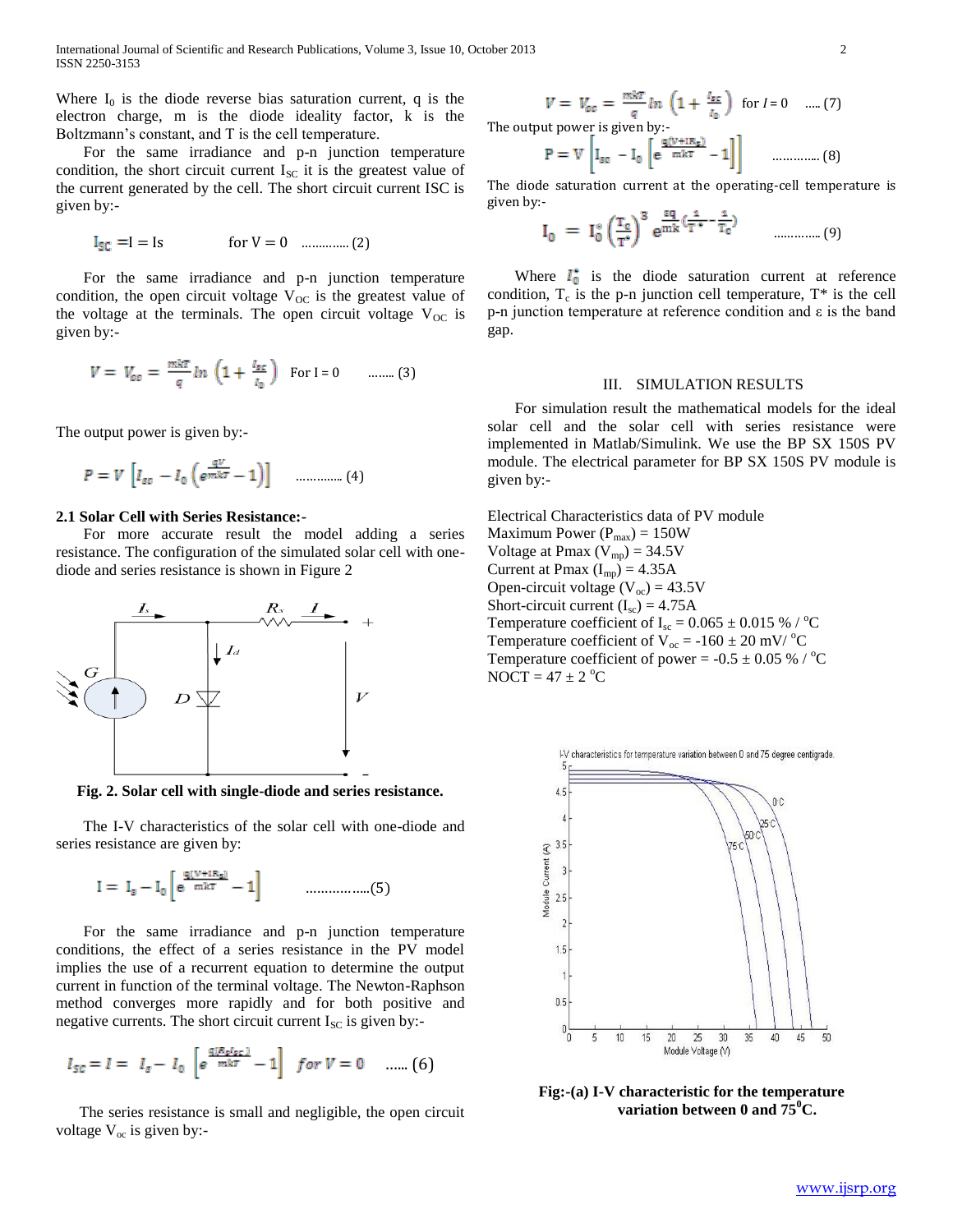Where $I_0$ is the diode reverse bias saturation current, q is the electron charge, m is the diode ideality factor, k is the Boltzmann's constant, and T is the cell temperature.

For the same irradiance and p-n junction temperature condition, the short circuit current $I_{SC}$ it is the greatest value of the current generated by the cell. The short circuit current ISC is given by:-

$$I_{SC} = I = Is \quad \text{for } V = 0 \quad \text{.............. (2)}$$

For the same irradiance and p-n junction temperature condition, the open circuit voltage $V_{OC}$ is the greatest value of the voltage at the terminals. The open circuit voltage $V_{OC}$ is given by:-

$$V = V_{oc} = \frac{mkT}{q} ln\left(1 + \frac{I_{sc}}{I_0}\right) \quad \text{For I = 0} \quad \text{........ (3)}$$

The output power is given by:-

$$P = V\left[I_{sc} - I_0\left(e^{\frac{qV}{mkT}} - 1\right)\right] \quad \text{.............. (4)}$$

**2.1 Solar Cell with Series Resistance:-**

For more accurate result the model adding a series resistance. The configuration of the simulated solar cell with one-diode and series resistance is shown in Figure 2

$I_s$ $R_s$ $I$ + $I_d$ G D V –

**Fig. 2. Solar cell with single-diode and series resistance.**

The I-V characteristics of the solar cell with one-diode and series resistance are given by:

$$I = I_s - I_0\left[e^{\frac{q(V+IR_s)}{mkT}} - 1\right] \quad \text{.................(5)}$$

For the same irradiance and p-n junction temperature conditions, the effect of a series resistance in the PV model implies the use of a recurrent equation to determine the output current in function of the terminal voltage. The Newton-Raphson method converges more rapidly and for both positive and negative currents. The short circuit current $I_{SC}$ is given by:-

$$I_{sc} = I = I_s - I_0\left[e^{\frac{q(R_sI_{sc})}{mkT}} - 1\right] \quad for\ V = 0 \quad \text{...... (6)}$$

The series resistance is small and negligible, the open circuit voltage $V_{oc}$ is given by:-

$$V = V_{oc} = \frac{mkT}{q} ln\left(1 + \frac{I_{sc}}{I_0}\right) \quad \text{for } I = 0 \quad \text{..... (7)}$$

The output power is given by:-

$$P = V\left[I_{sc} - I_0\left[e^{\frac{q(V+IR_s)}{mkT}} - 1\right]\right] \quad \text{.............. (8)}$$

The diode saturation current at the operating-cell temperature is given by:-

$$I_0 = I_0^*\left(\frac{T_c}{T^*}\right)^3 e^{\frac{\varepsilon q}{mk}\left(\frac{1}{T^*} - \frac{1}{T_c}\right)} \quad \text{.............. (9)}$$

Where $I_0^*$ is the diode saturation current at reference condition, $T_c$ is the p-n junction cell temperature, T* is the cell p-n junction temperature at reference condition and ε is the band gap.

## III. SIMULATION RESULTS

For simulation result the mathematical models for the ideal solar cell and the solar cell with series resistance were implemented in Matlab/Simulink. We use the BP SX 150S PV module. The electrical parameter for BP SX 150S PV module is given by:-

Electrical Characteristics data of PV module
Maximum Power ($P_{max}$) = 150W
Voltage at Pmax ($V_{mp}$) = 34.5V
Current at Pmax ($I_{mp}$) = 4.35A
Open-circuit voltage ($V_{oc}$) = 43.5V
Short-circuit current ($I_{sc}$) = 4.75A
Temperature coefficient of $I_{sc}$ = 0.065 ± 0.015 % / °C
Temperature coefficient of $V_{oc}$ = -160 ± 20 mV/ °C
Temperature coefficient of power = -0.5 ± 0.05 % / °C
NOCT = 47 ± 2 °C

I-V characteristics for temperature variation between 0 and 75 degree centigrade.
Module Current (A)
Module Voltage (V)
0 5 10 15 20 25 30 35 40 45 50
0 0.5 1 1.5 2 2.5 3 3.5 4 4.5 5
0C 25C 50C 75C

**Fig:-(a) I-V characteristic for the temperature variation between 0 and 75°C.**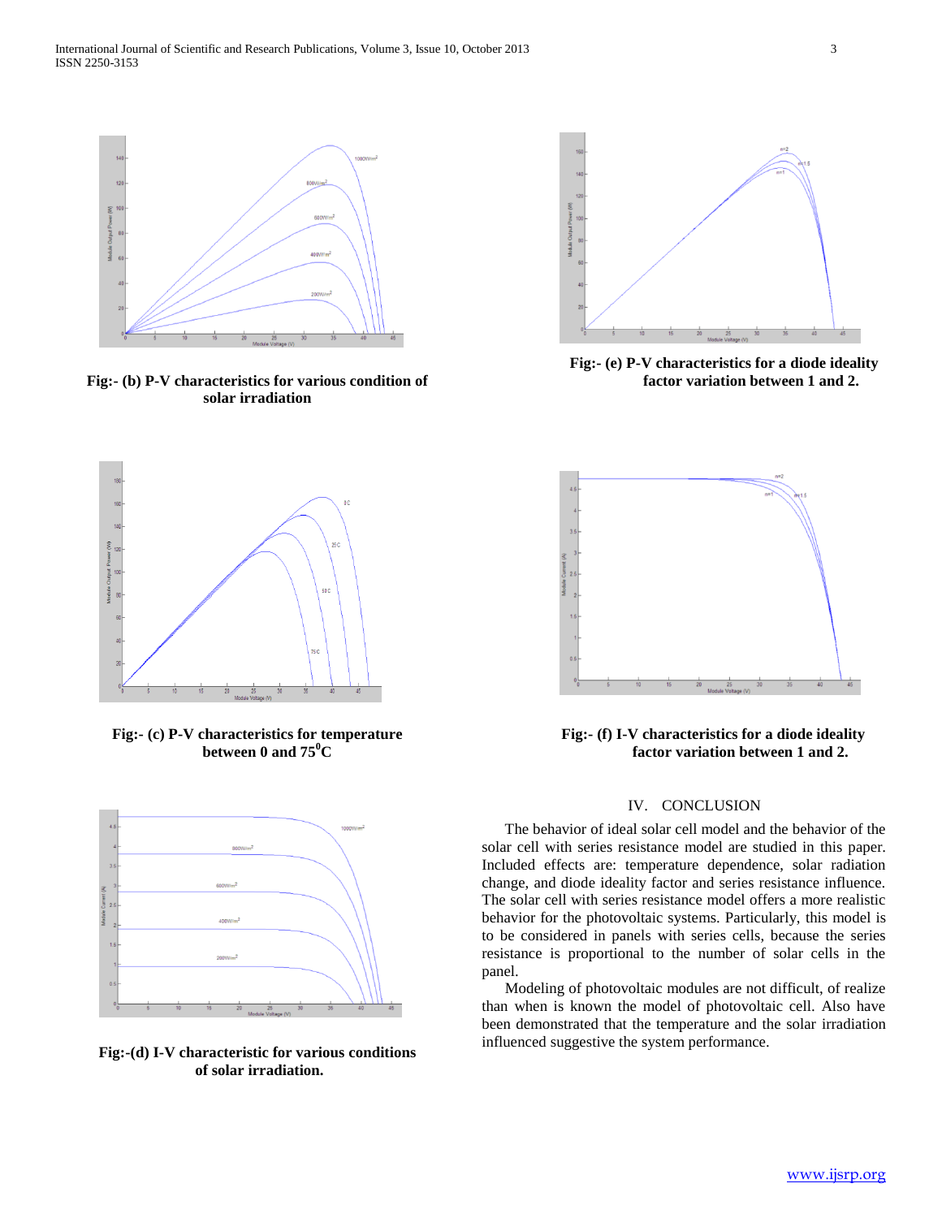Module Output Power (W)

Module Voltage (V)

1000W/m$^2$

800W/m$^2$

600W/m$^2$

400W/m$^2$

200W/m$^2$

**Fig:- (b) P-V characteristics for various condition of solar irradiation**

Module Output Power (W)

Module Voltage (V)

n=2

n=1.5

n=1

**Fig:- (e) P-V characteristics for a diode ideality factor variation between 1 and 2.**

Module Output Power (W)

Module Voltage (V)

0 C

25 C

50 C

75 C

**Fig:- (c) P-V characteristics for temperature between 0 and 75$^0$C**

Module Current (A)

Module Voltage (V)

n=2

n=1

n=1.5

**Fig:- (f) I-V characteristics for a diode ideality factor variation between 1 and 2.**

Module Current (A)

Module Voltage (V)

1000W/m$^2$

800W/m$^2$

600W/m$^2$

400W/m$^2$

200W/m$^2$

**Fig:-(d) I-V characteristic for various conditions of solar irradiation.**

## IV. CONCLUSION

The behavior of ideal solar cell model and the behavior of the solar cell with series resistance model are studied in this paper. Included effects are: temperature dependence, solar radiation change, and diode ideality factor and series resistance influence. The solar cell with series resistance model offers a more realistic behavior for the photovoltaic systems. Particularly, this model is to be considered in panels with series cells, because the series resistance is proportional to the number of solar cells in the panel.

Modeling of photovoltaic modules are not difficult, of realize than when is known the model of photovoltaic cell. Also have been demonstrated that the temperature and the solar irradiation influenced suggestive the system performance.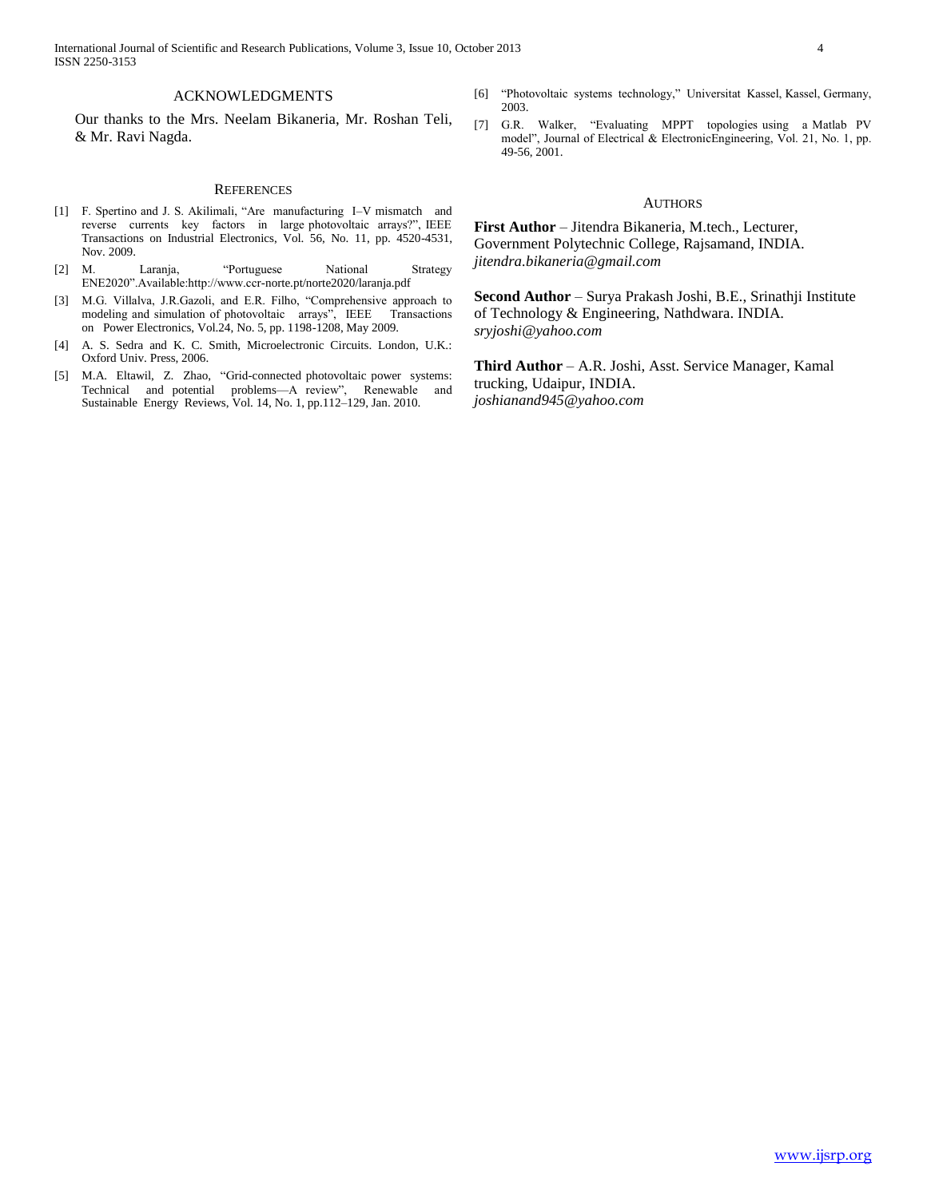## ACKNOWLEDGMENTS

Our thanks to the Mrs. Neelam Bikaneria, Mr. Roshan Teli, & Mr. Ravi Nagda.

## REFERENCES

[1] F. Spertino and J. S. Akilimali, "Are manufacturing I–V mismatch and reverse currents key factors in large photovoltaic arrays?", IEEE Transactions on Industrial Electronics, Vol. 56, No. 11, pp. 4520-4531, Nov. 2009.

[2] M. Laranja, "Portuguese National Strategy ENE2020".Available:http://www.ccr-norte.pt/norte2020/laranja.pdf

[3] M.G. Villalva, J.R.Gazoli, and E.R. Filho, "Comprehensive approach to modeling and simulation of photovoltaic arrays", IEEE Transactions on Power Electronics, Vol.24, No. 5, pp. 1198-1208, May 2009.

[4] A. S. Sedra and K. C. Smith, Microelectronic Circuits. London, U.K.: Oxford Univ. Press, 2006.

[5] M.A. Eltawil, Z. Zhao, "Grid-connected photovoltaic power systems: Technical and potential problems—A review", Renewable and Sustainable Energy Reviews, Vol. 14, No. 1, pp.112–129, Jan. 2010.

[6] "Photovoltaic systems technology," Universitat Kassel, Kassel, Germany, 2003.

[7] G.R. Walker, "Evaluating MPPT topologies using a Matlab PV model", Journal of Electrical & ElectronicEngineering, Vol. 21, No. 1, pp. 49-56, 2001.

## AUTHORS

**First Author** – Jitendra Bikaneria, M.tech., Lecturer, Government Polytechnic College, Rajsamand, INDIA. *jitendra.bikaneria@gmail.com*

**Second Author** – Surya Prakash Joshi, B.E., Srinathji Institute of Technology & Engineering, Nathdwara. INDIA. *sryjoshi@yahoo.com*

**Third Author** – A.R. Joshi, Asst. Service Manager, Kamal trucking, Udaipur, INDIA. *joshianand945@yahoo.com*